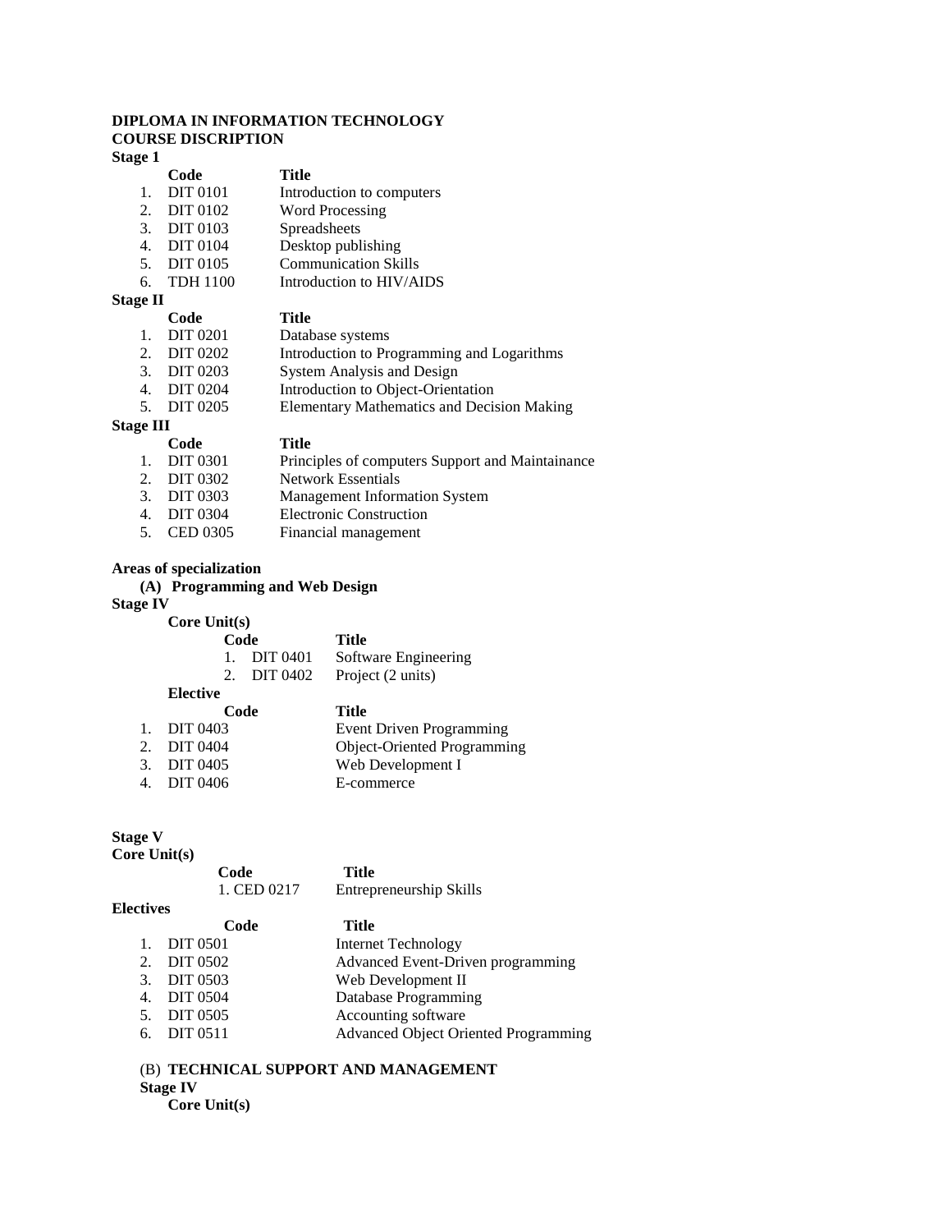**DIPLOMA IN INFORMATION TECHNOLOGY**
**COURSE DISCRIPTION**

**Stage 1**

| | Code | Title |
|---|---|---|
| 1. | DIT 0101 | Introduction to computers |
| 2. | DIT 0102 | Word Processing |
| 3. | DIT 0103 | Spreadsheets |
| 4. | DIT 0104 | Desktop publishing |
| 5. | DIT 0105 | Communication Skills |
| 6. | TDH 1100 | Introduction to HIV/AIDS |

**Stage II**

| | Code | Title |
|---|---|---|
| 1. | DIT 0201 | Database systems |
| 2. | DIT 0202 | Introduction to Programming and Logarithms |
| 3. | DIT 0203 | System Analysis and Design |
| 4. | DIT 0204 | Introduction to Object-Orientation |
| 5. | DIT 0205 | Elementary Mathematics and Decision Making |

**Stage III**

| | Code | Title |
|---|---|---|
| 1. | DIT 0301 | Principles of computers Support and Maintainance |
| 2. | DIT 0302 | Network Essentials |
| 3. | DIT 0303 | Management Information System |
| 4. | DIT 0304 | Electronic Construction |
| 5. | CED 0305 | Financial management |

**Areas of specialization**

**(A) Programming and Web Design**

**Stage IV**

**Core Unit(s)**

| | Code | Title |
|---|---|---|
| 1. | DIT 0401 | Software Engineering |
| 2. | DIT 0402 | Project (2 units) |

**Elective**

| | Code | Title |
|---|---|---|
| 1. | DIT 0403 | Event Driven Programming |
| 2. | DIT 0404 | Object-Oriented Programming |
| 3. | DIT 0405 | Web Development I |
| 4. | DIT 0406 | E-commerce |

**Stage V**

**Core Unit(s)**

| Code | Title |
|---|---|
| 1. CED 0217 | Entrepreneurship Skills |

**Electives**

| | Code | Title |
|---|---|---|
| 1. | DIT 0501 | Internet Technology |
| 2. | DIT 0502 | Advanced Event-Driven programming |
| 3. | DIT 0503 | Web Development II |
| 4. | DIT 0504 | Database Programming |
| 5. | DIT 0505 | Accounting software |
| 6. | DIT 0511 | Advanced Object Oriented Programming |

(B) **TECHNICAL SUPPORT AND MANAGEMENT**

**Stage IV**

**Core Unit(s)**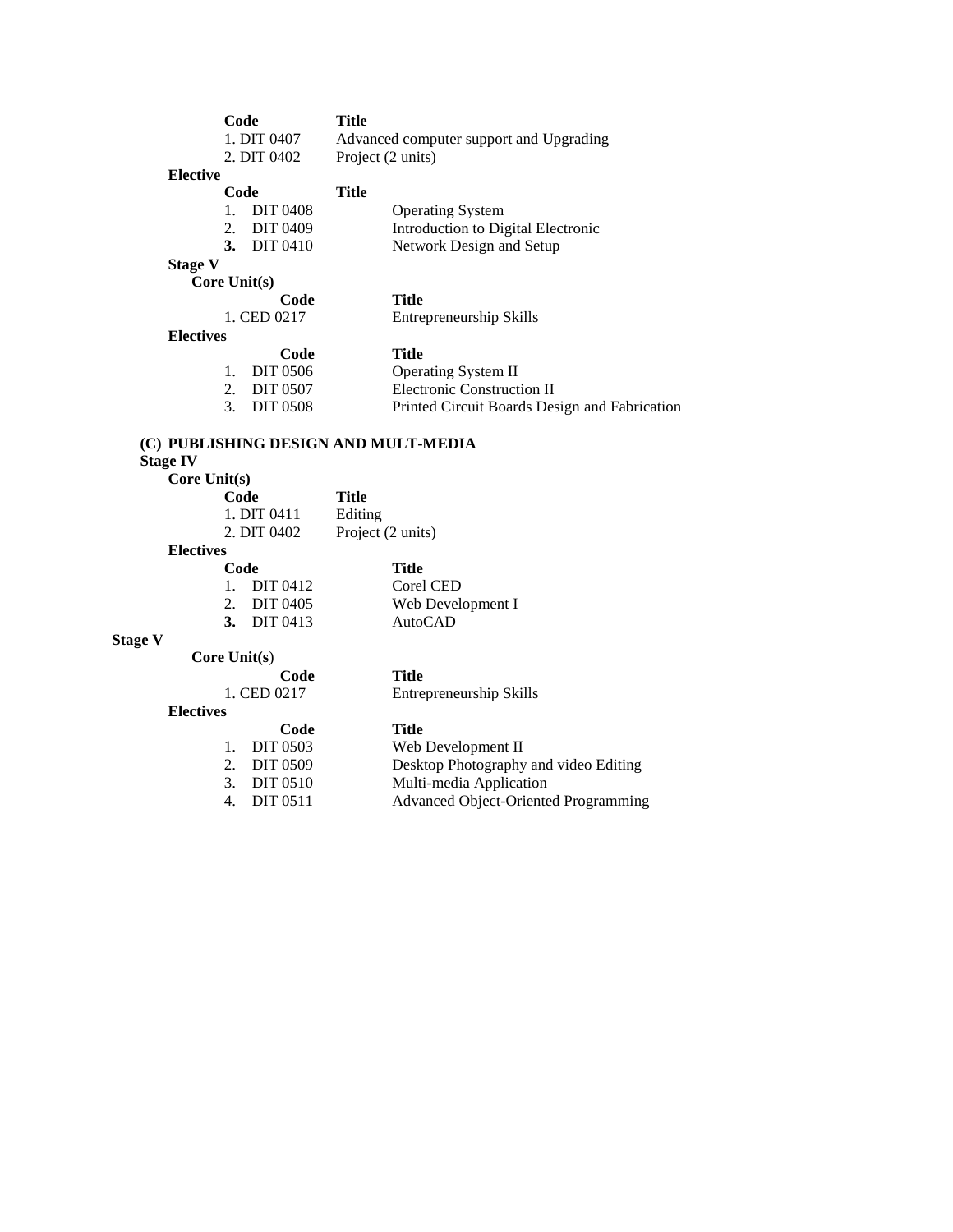| Code | Title |
|---|---|
| 1. DIT 0407 | Advanced computer support and Upgrading |
| 2. DIT 0402 | Project (2 units) |

**Elective**

| Code | Title |
|---|---|
| 1. DIT 0408 | Operating System |
| 2. DIT 0409 | Introduction to Digital Electronic |
| **3.** DIT 0410 | Network Design and Setup |

**Stage V**

**Core Unit(s)**

| Code | Title |
|---|---|
| 1. CED 0217 | Entrepreneurship Skills |

**Electives**

| Code | Title |
|---|---|
| 1. DIT 0506 | Operating System II |
| 2. DIT 0507 | Electronic Construction II |
| 3. DIT 0508 | Printed Circuit Boards Design and Fabrication |

## (C) PUBLISHING DESIGN AND MULT-MEDIA

**Stage IV**

**Core Unit(s)**

| Code | Title |
|---|---|
| 1. DIT 0411 | Editing |
| 2. DIT 0402 | Project (2 units) |

**Electives**

| Code | Title |
|---|---|
| 1. DIT 0412 | Corel CED |
| 2. DIT 0405 | Web Development I |
| **3.** DIT 0413 | AutoCAD |

**Stage V**

**Core Unit(s)**

| Code | Title |
|---|---|
| 1. CED 0217 | Entrepreneurship Skills |

**Electives**

| Code | Title |
|---|---|
| 1. DIT 0503 | Web Development II |
| 2. DIT 0509 | Desktop Photography and video Editing |
| 3. DIT 0510 | Multi-media Application |
| 4. DIT 0511 | Advanced Object-Oriented Programming |